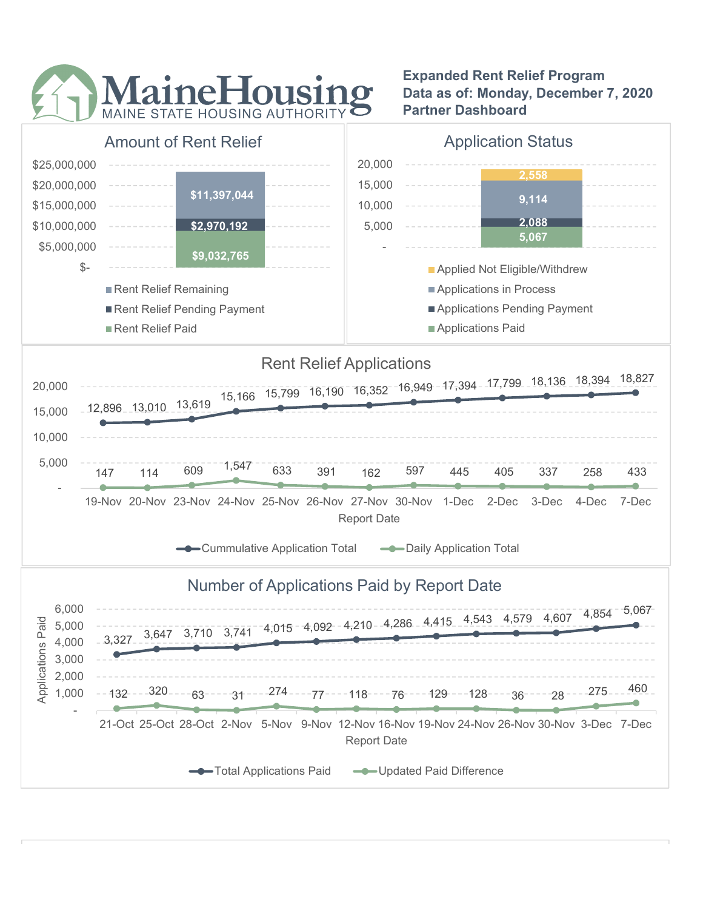# MaineHousing
MAINE STATE HOUSING AUTHORITY

**Expanded Rent Relief Program**
**Data as of: Monday, December 7, 2020**
**Partner Dashboard**

## Amount of Rent Relief

| Category | Amount |
|---|---|
| Rent Relief Remaining | $11,397,044 |
| Rent Relief Pending Payment | $2,970,192 |
| Rent Relief Paid | $9,032,765 |

## Application Status

| Category | Count |
|---|---|
| Applied Not Eligible/Withdrew | 2,558 |
| Applications in Process | 9,114 |
| Applications Pending Payment | 2,088 |
| Applications Paid | 5,067 |

## Rent Relief Applications

| Report Date | Cummulative Application Total | Daily Application Total |
|---|---|---|
| 19-Nov | 12,896 | 147 |
| 20-Nov | 13,010 | 114 |
| 23-Nov | 13,619 | 609 |
| 24-Nov | 15,166 | 1,547 |
| 25-Nov | 15,799 | 633 |
| 26-Nov | 16,190 | 391 |
| 27-Nov | 16,352 | 162 |
| 30-Nov | 16,949 | 597 |
| 1-Dec | 17,394 | 445 |
| 2-Dec | 17,799 | 405 |
| 3-Dec | 18,136 | 337 |
| 4-Dec | 18,394 | 258 |
| 7-Dec | 18,827 | 433 |

## Number of Applications Paid by Report Date

| Report Date | Total Applications Paid | Updated Paid Difference |
|---|---|---|
| 21-Oct | 3,327 | 132 |
| 25-Oct | 3,647 | 320 |
| 28-Oct | 3,710 | 63 |
| 2-Nov | 3,741 | 31 |
| 5-Nov | 4,015 | 274 |
| 9-Nov | 4,092 | 77 |
| 12-Nov | 4,210 | 118 |
| 16-Nov | 4,286 | 76 |
| 19-Nov | 4,415 | 129 |
| 24-Nov | 4,543 | 128 |
| 26-Nov | 4,579 | 36 |
| 30-Nov | 4,607 | 28 |
| 3-Dec | 4,854 | 275 |
| 7-Dec | 5,067 | 460 |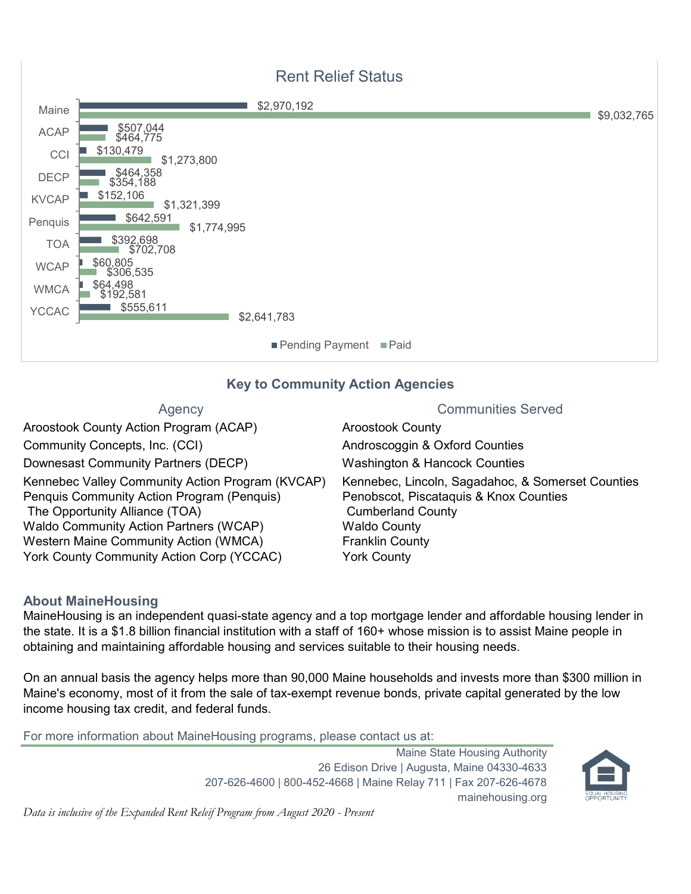## Rent Relief Status

Maine
$2,970,192
$9,032,765

ACAP
$507,044
$464,775

CCI
$130,479
$1,273,800

DECP
$464,358
$354,188

KVCAP
$152,106
$1,321,399

Penquis
$642,591
$1,774,995

TOA
$392,698
$702,708

WCAP
$60,805
$306,535

WMCA
$64,498
$192,581

YCCAC
$555,611
$2,641,783

Pending Payment
Paid

### Key to Community Action Agencies

| Agency | Communities Served |
|---|---|
| Aroostook County Action Program (ACAP) | Aroostook County |
| Community Concepts, Inc. (CCI) | Androscoggin & Oxford Counties |
| Downesast Community Partners (DECP) | Washington & Hancock Counties |
| Kennebec Valley Community Action Program (KVCAP) | Kennebec, Lincoln, Sagadahoc, & Somerset Counties |
| Penquis Community Action Program (Penquis) | Penobscot, Piscataquis & Knox Counties |
| The Opportunity Alliance (TOA) | Cumberland County |
| Waldo Community Action Partners (WCAP) | Waldo County |
| Western Maine Community Action (WMCA) | Franklin County |
| York County Community Action Corp (YCCAC) | York County |

### About MaineHousing

MaineHousing is an independent quasi-state agency and a top mortgage lender and affordable housing lender in the state. It is a $1.8 billion financial institution with a staff of 160+ whose mission is to assist Maine people in obtaining and maintaining affordable housing and services suitable to their housing needs.

On an annual basis the agency helps more than 90,000 Maine households and invests more than $300 million in Maine's economy, most of it from the sale of tax-exempt revenue bonds, private capital generated by the low income housing tax credit, and federal funds.

For more information about MaineHousing programs, please contact us at:

Maine State Housing Authority
26 Edison Drive | Augusta, Maine 04330-4633
207-626-4600 | 800-452-4668 | Maine Relay 711 | Fax 207-626-4678
mainehousing.org

EQUAL HOUSING OPPORTUNITY

*Data is inclusive of the Expanded Rent Releif Program from August 2020 - Present*